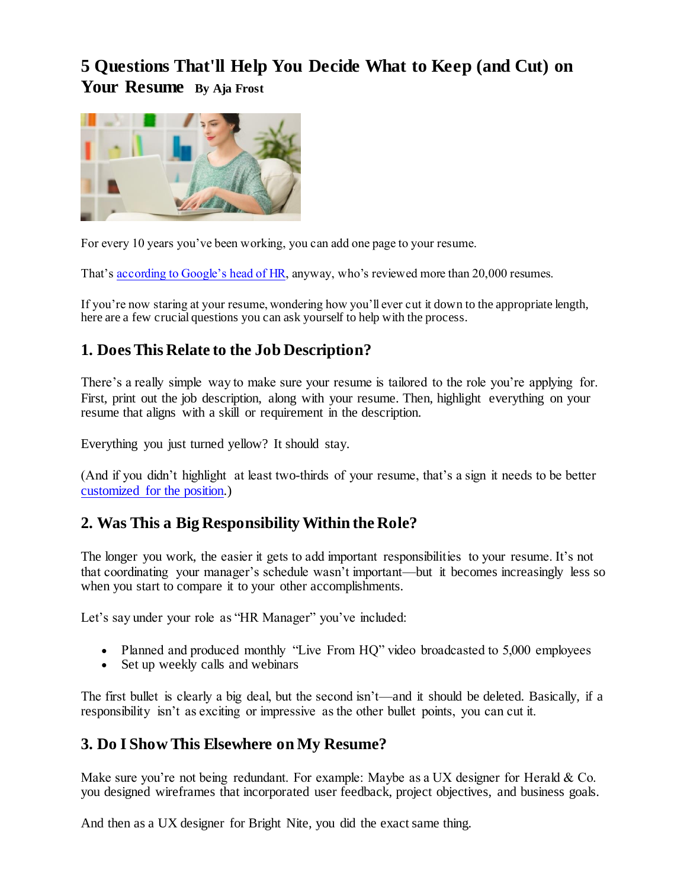# 5 Questions That'll Help You Decide What to Keep (and Cut) on Your Resume By Aja Frost

For every 10 years you've been working, you can add one page to your resume.

That's according to Google's head of HR, anyway, who's reviewed more than 20,000 resumes.

If you're now staring at your resume, wondering how you'll ever cut it down to the appropriate length, here are a few crucial questions you can ask yourself to help with the process.

## 1. Does This Relate to the Job Description?

There's a really simple way to make sure your resume is tailored to the role you're applying for. First, print out the job description, along with your resume. Then, highlight everything on your resume that aligns with a skill or requirement in the description.

Everything you just turned yellow? It should stay.

(And if you didn't highlight at least two-thirds of your resume, that's a sign it needs to be better customized for the position.)

## 2. Was This a Big Responsibility Within the Role?

The longer you work, the easier it gets to add important responsibilities to your resume. It's not that coordinating your manager's schedule wasn't important—but it becomes increasingly less so when you start to compare it to your other accomplishments.

Let's say under your role as "HR Manager" you've included:

- Planned and produced monthly "Live From HQ" video broadcasted to 5,000 employees
- Set up weekly calls and webinars

The first bullet is clearly a big deal, but the second isn't—and it should be deleted. Basically, if a responsibility isn't as exciting or impressive as the other bullet points, you can cut it.

## 3. Do I Show This Elsewhere on My Resume?

Make sure you're not being redundant. For example: Maybe as a UX designer for Herald & Co. you designed wireframes that incorporated user feedback, project objectives, and business goals.

And then as a UX designer for Bright Nite, you did the exact same thing.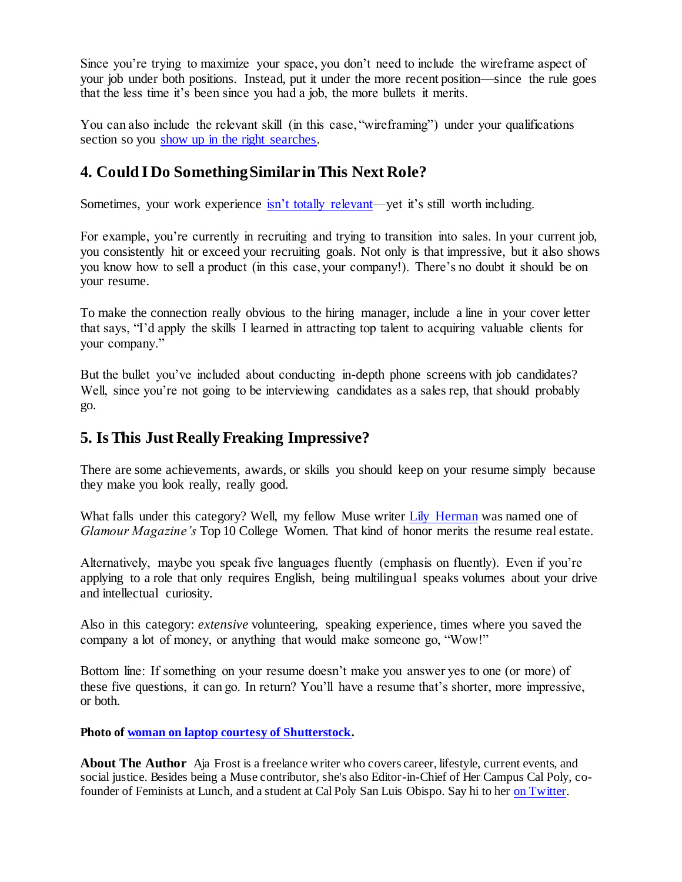Since you're trying to maximize your space, you don't need to include the wireframe aspect of your job under both positions. Instead, put it under the more recent position—since the rule goes that the less time it's been since you had a job, the more bullets it merits.

You can also include the relevant skill (in this case, "wireframing") under your qualifications section so you show up in the right searches.

## 4. Could I Do Something Similar in This Next Role?

Sometimes, your work experience isn't totally relevant—yet it's still worth including.

For example, you're currently in recruiting and trying to transition into sales. In your current job, you consistently hit or exceed your recruiting goals. Not only is that impressive, but it also shows you know how to sell a product (in this case, your company!). There's no doubt it should be on your resume.

To make the connection really obvious to the hiring manager, include a line in your cover letter that says, "I'd apply the skills I learned in attracting top talent to acquiring valuable clients for your company."

But the bullet you've included about conducting in-depth phone screens with job candidates? Well, since you're not going to be interviewing candidates as a sales rep, that should probably go.

## 5. Is This Just Really Freaking Impressive?

There are some achievements, awards, or skills you should keep on your resume simply because they make you look really, really good.

What falls under this category? Well, my fellow Muse writer Lily Herman was named one of *Glamour Magazine's* Top 10 College Women. That kind of honor merits the resume real estate.

Alternatively, maybe you speak five languages fluently (emphasis on fluently). Even if you're applying to a role that only requires English, being multilingual speaks volumes about your drive and intellectual curiosity.

Also in this category: *extensive* volunteering, speaking experience, times where you saved the company a lot of money, or anything that would make someone go, "Wow!"

Bottom line: If something on your resume doesn't make you answer yes to one (or more) of these five questions, it can go. In return? You'll have a resume that's shorter, more impressive, or both.

**Photo of woman on laptop courtesy of Shutterstock.**

**About The Author** Aja Frost is a freelance writer who covers career, lifestyle, current events, and social justice. Besides being a Muse contributor, she's also Editor-in-Chief of Her Campus Cal Poly, co-founder of Feminists at Lunch, and a student at Cal Poly San Luis Obispo. Say hi to her on Twitter.